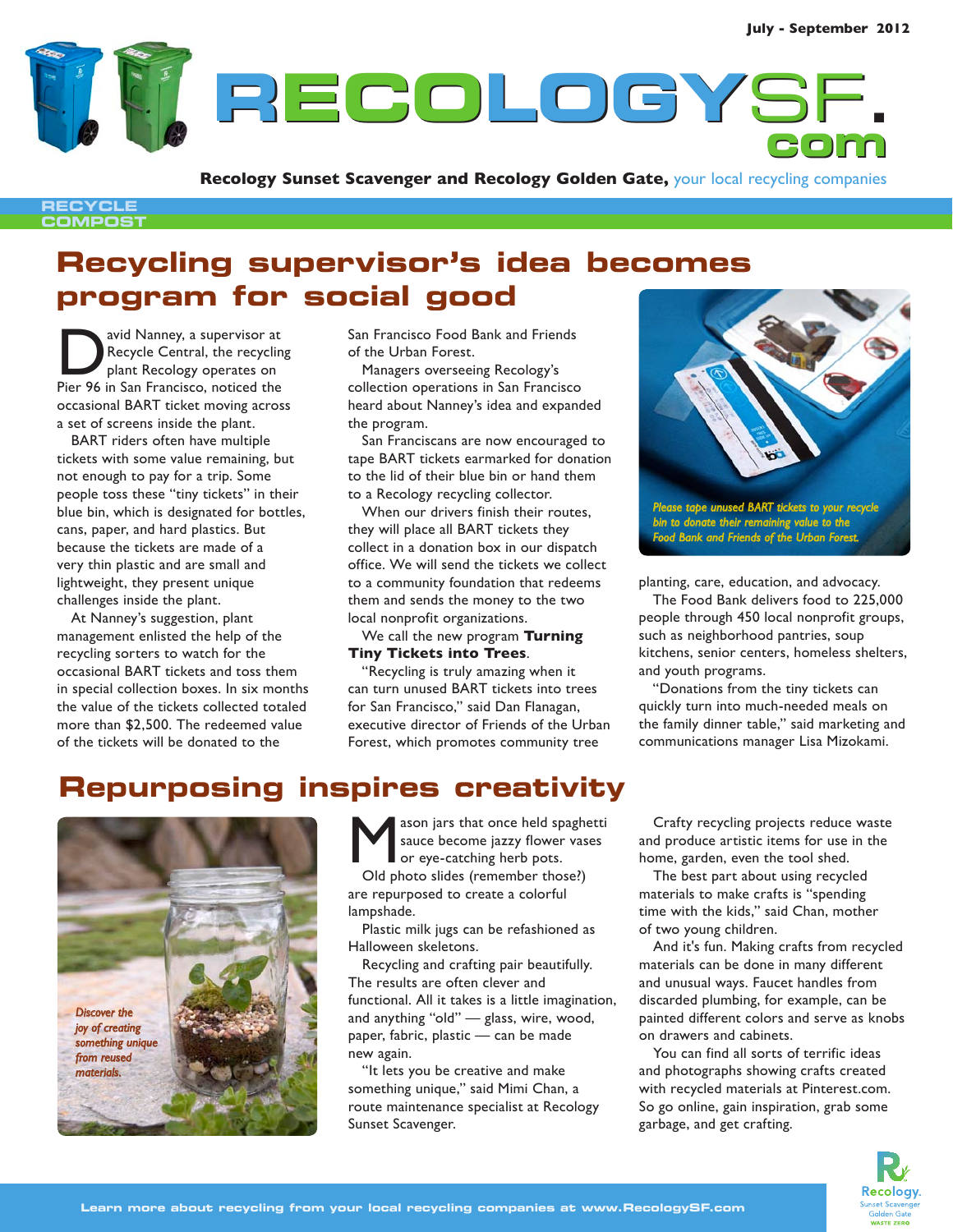July - September 2012

# RECOLOGYSF.com

**Recology Sunset Scavenger and Recology Golden Gate,** your local recycling companies

RECYCLE
COMPOST

## Recycling supervisor's idea becomes program for social good

David Nanney, a supervisor at Recycle Central, the recycling plant Recology operates on Pier 96 in San Francisco, noticed the occasional BART ticket moving across a set of screens inside the plant.

BART riders often have multiple tickets with some value remaining, but not enough to pay for a trip. Some people toss these "tiny tickets" in their blue bin, which is designated for bottles, cans, paper, and hard plastics. But because the tickets are made of a very thin plastic and are small and lightweight, they present unique challenges inside the plant.

At Nanney's suggestion, plant management enlisted the help of the recycling sorters to watch for the occasional BART tickets and toss them in special collection boxes. In six months the value of the tickets collected totaled more than $2,500. The redeemed value of the tickets will be donated to the San Francisco Food Bank and Friends of the Urban Forest.

Managers overseeing Recology's collection operations in San Francisco heard about Nanney's idea and expanded the program.

San Franciscans are now encouraged to tape BART tickets earmarked for donation to the lid of their blue bin or hand them to a Recology recycling collector.

When our drivers finish their routes, they will place all BART tickets they collect in a donation box in our dispatch office. We will send the tickets we collect to a community foundation that redeems them and sends the money to the two local nonprofit organizations.

We call the new program **Turning Tiny Tickets into Trees**.

"Recycling is truly amazing when it can turn unused BART tickets into trees for San Francisco," said Dan Flanagan, executive director of Friends of the Urban Forest, which promotes community tree planting, care, education, and advocacy.

*Please tape unused BART tickets to your recycle bin to donate their remaining value to the Food Bank and Friends of the Urban Forest.*

The Food Bank delivers food to 225,000 people through 450 local nonprofit groups, such as neighborhood pantries, soup kitchens, senior centers, homeless shelters, and youth programs.

"Donations from the tiny tickets can quickly turn into much-needed meals on the family dinner table," said marketing and communications manager Lisa Mizokami.

## Repurposing inspires creativity

*Discover the joy of creating something unique from reused materials.*

Mason jars that once held spaghetti sauce become jazzy flower vases or eye-catching herb pots.

Old photo slides (remember those?) are repurposed to create a colorful lampshade.

Plastic milk jugs can be refashioned as Halloween skeletons.

Recycling and crafting pair beautifully. The results are often clever and functional. All it takes is a little imagination, and anything "old" — glass, wire, wood, paper, fabric, plastic — can be made new again.

"It lets you be creative and make something unique," said Mimi Chan, a route maintenance specialist at Recology Sunset Scavenger.

Crafty recycling projects reduce waste and produce artistic items for use in the home, garden, even the tool shed.

The best part about using recycled materials to make crafts is "spending time with the kids," said Chan, mother of two young children.

And it's fun. Making crafts from recycled materials can be done in many different and unusual ways. Faucet handles from discarded plumbing, for example, can be painted different colors and serve as knobs on drawers and cabinets.

You can find all sorts of terrific ideas and photographs showing crafts created with recycled materials at Pinterest.com. So go online, gain inspiration, grab some garbage, and get crafting.

Learn more about recycling from your local recycling companies at www.RecologySF.com

Recology. Sunset Scavenger Golden Gate WASTE ZERO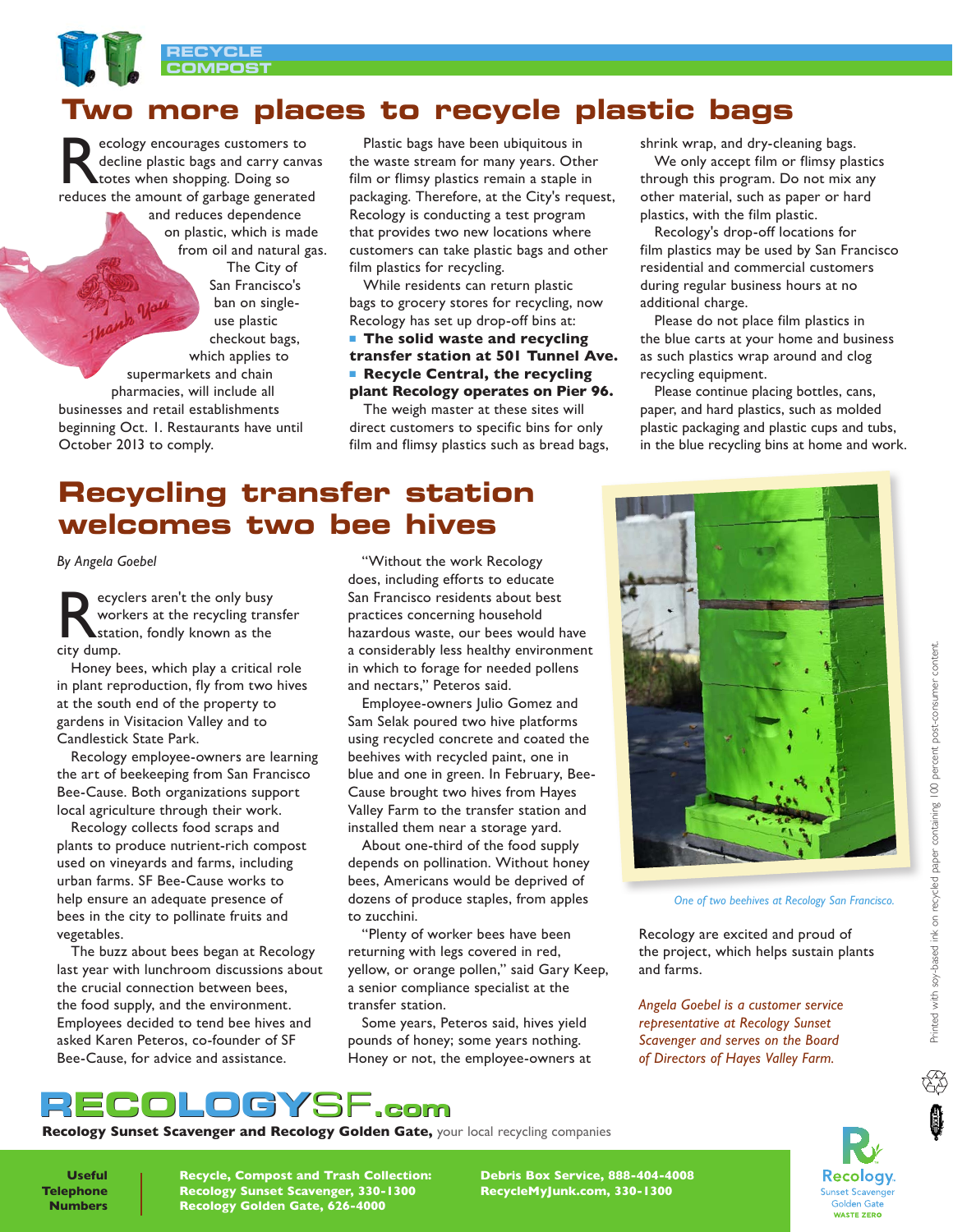RECYCLE
COMPOST

# Two more places to recycle plastic bags

Recology encourages customers to decline plastic bags and carry canvas totes when shopping. Doing so reduces the amount of garbage generated and reduces dependence on plastic, which is made from oil and natural gas.

The City of San Francisco's ban on single-use plastic checkout bags, which applies to supermarkets and chain pharmacies, will include all businesses and retail establishments beginning Oct. 1. Restaurants have until October 2013 to comply.

Plastic bags have been ubiquitous in the waste stream for many years. Other film or flimsy plastics remain a staple in packaging. Therefore, at the City's request, Recology is conducting a test program that provides two new locations where customers can take plastic bags and other film plastics for recycling.

While residents can return plastic bags to grocery stores for recycling, now Recology has set up drop-off bins at:

- **The solid waste and recycling transfer station at 501 Tunnel Ave.**
- **Recycle Central, the recycling plant Recology operates on Pier 96.**

The weigh master at these sites will direct customers to specific bins for only film and flimsy plastics such as bread bags, shrink wrap, and dry-cleaning bags.

We only accept film or flimsy plastics through this program. Do not mix any other material, such as paper or hard plastics, with the film plastic.

Recology's drop-off locations for film plastics may be used by San Francisco residential and commercial customers during regular business hours at no additional charge.

Please do not place film plastics in the blue carts at your home and business as such plastics wrap around and clog recycling equipment.

Please continue placing bottles, cans, paper, and hard plastics, such as molded plastic packaging and plastic cups and tubs, in the blue recycling bins at home and work.

# Recycling transfer station welcomes two bee hives

*By Angela Goebel*

Recyclers aren't the only busy workers at the recycling transfer station, fondly known as the city dump.

Honey bees, which play a critical role in plant reproduction, fly from two hives at the south end of the property to gardens in Visitacion Valley and to Candlestick State Park.

Recology employee-owners are learning the art of beekeeping from San Francisco Bee-Cause. Both organizations support local agriculture through their work.

Recology collects food scraps and plants to produce nutrient-rich compost used on vineyards and farms, including urban farms. SF Bee-Cause works to help ensure an adequate presence of bees in the city to pollinate fruits and vegetables.

The buzz about bees began at Recology last year with lunchroom discussions about the crucial connection between bees, the food supply, and the environment. Employees decided to tend bee hives and asked Karen Peteros, co-founder of SF Bee-Cause, for advice and assistance.

"Without the work Recology does, including efforts to educate San Francisco residents about best practices concerning household hazardous waste, our bees would have a considerably less healthy environment in which to forage for needed pollens and nectars," Peteros said.

Employee-owners Julio Gomez and Sam Selak poured two hive platforms using recycled concrete and coated the beehives with recycled paint, one in blue and one in green. In February, Bee-Cause brought two hives from Hayes Valley Farm to the transfer station and installed them near a storage yard.

About one-third of the food supply depends on pollination. Without honey bees, Americans would be deprived of dozens of produce staples, from apples to zucchini.

"Plenty of worker bees have been returning with legs covered in red, yellow, or orange pollen," said Gary Keep, a senior compliance specialist at the transfer station.

Some years, Peteros said, hives yield pounds of honey; some years nothing. Honey or not, the employee-owners at Recology are excited and proud of the project, which helps sustain plants and farms.

*One of two beehives at Recology San Francisco.*

*Angela Goebel is a customer service representative at Recology Sunset Scavenger and serves on the Board of Directors of Hayes Valley Farm.*

Printed with soy-based ink on recycled paper containing 100 percent post-consumer content.

**RECOLOGYSF.com**

**Recology Sunset Scavenger and Recology Golden Gate,** your local recycling companies

**Useful Telephone Numbers**

**Recycle, Compost and Trash Collection:**
**Recology Sunset Scavenger, 330-1300**
**Recology Golden Gate, 626-4000**

**Debris Box Service, 888-404-4008**
**RecycleMyJunk.com, 330-1300**

Recology
Sunset Scavenger
Golden Gate
WASTE ZERO